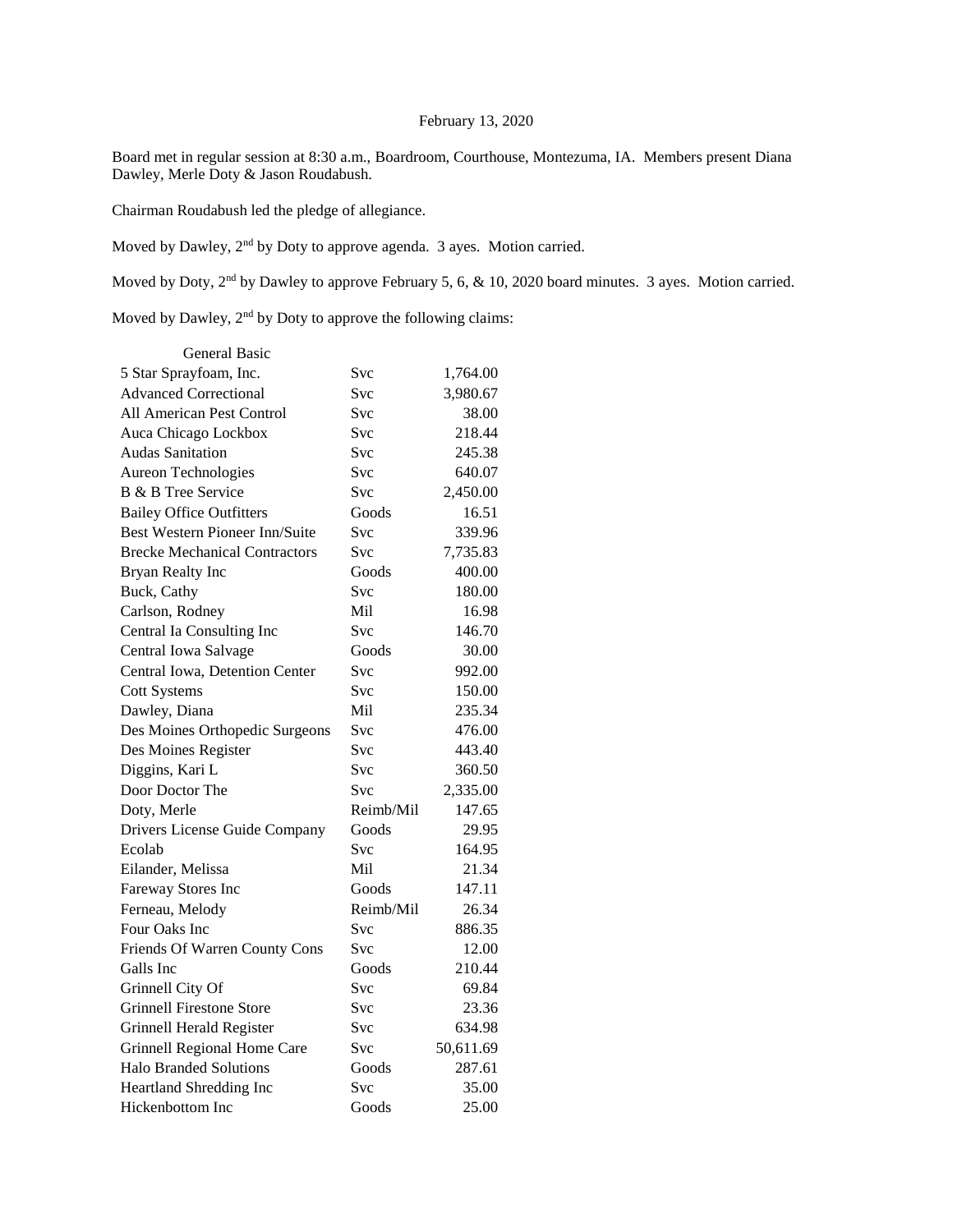February 13, 2020

Board met in regular session at 8:30 a.m., Boardroom, Courthouse, Montezuma, IA. Members present Diana Dawley, Merle Doty & Jason Roudabush.

Chairman Roudabush led the pledge of allegiance.

Moved by Dawley, 2nd by Doty to approve agenda. 3 ayes. Motion carried.

Moved by Doty, 2nd by Dawley to approve February 5, 6, & 10, 2020 board minutes. 3 ayes. Motion carried.

Moved by Dawley, 2nd by Doty to approve the following claims:

| General Basic | | |
|---|---|---|
| 5 Star Sprayfoam, Inc. | Svc | 1,764.00 |
| Advanced Correctional | Svc | 3,980.67 |
| All American Pest Control | Svc | 38.00 |
| Auca Chicago Lockbox | Svc | 218.44 |
| Audas Sanitation | Svc | 245.38 |
| Aureon Technologies | Svc | 640.07 |
| B & B Tree Service | Svc | 2,450.00 |
| Bailey Office Outfitters | Goods | 16.51 |
| Best Western Pioneer Inn/Suite | Svc | 339.96 |
| Brecke Mechanical Contractors | Svc | 7,735.83 |
| Bryan Realty Inc | Goods | 400.00 |
| Buck, Cathy | Svc | 180.00 |
| Carlson, Rodney | Mil | 16.98 |
| Central Ia Consulting Inc | Svc | 146.70 |
| Central Iowa Salvage | Goods | 30.00 |
| Central Iowa, Detention Center | Svc | 992.00 |
| Cott Systems | Svc | 150.00 |
| Dawley, Diana | Mil | 235.34 |
| Des Moines Orthopedic Surgeons | Svc | 476.00 |
| Des Moines Register | Svc | 443.40 |
| Diggins, Kari L | Svc | 360.50 |
| Door Doctor The | Svc | 2,335.00 |
| Doty, Merle | Reimb/Mil | 147.65 |
| Drivers License Guide Company | Goods | 29.95 |
| Ecolab | Svc | 164.95 |
| Eilander, Melissa | Mil | 21.34 |
| Fareway Stores Inc | Goods | 147.11 |
| Ferneau, Melody | Reimb/Mil | 26.34 |
| Four Oaks Inc | Svc | 886.35 |
| Friends Of Warren County Cons | Svc | 12.00 |
| Galls Inc | Goods | 210.44 |
| Grinnell City Of | Svc | 69.84 |
| Grinnell Firestone Store | Svc | 23.36 |
| Grinnell Herald Register | Svc | 634.98 |
| Grinnell Regional Home Care | Svc | 50,611.69 |
| Halo Branded Solutions | Goods | 287.61 |
| Heartland Shredding Inc | Svc | 35.00 |
| Hickenbottom Inc | Goods | 25.00 |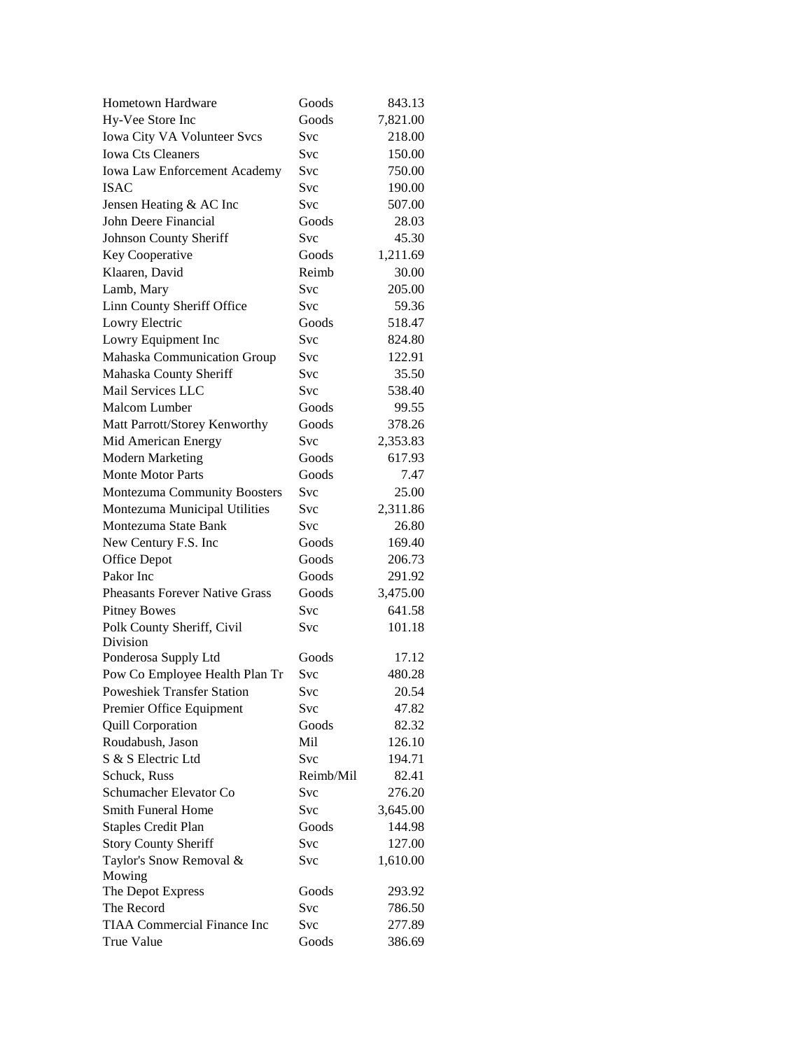| | | |
|---|---|---|
| Hometown Hardware | Goods | 843.13 |
| Hy-Vee Store Inc | Goods | 7,821.00 |
| Iowa City VA Volunteer Svcs | Svc | 218.00 |
| Iowa Cts Cleaners | Svc | 150.00 |
| Iowa Law Enforcement Academy | Svc | 750.00 |
| ISAC | Svc | 190.00 |
| Jensen Heating & AC Inc | Svc | 507.00 |
| John Deere Financial | Goods | 28.03 |
| Johnson County Sheriff | Svc | 45.30 |
| Key Cooperative | Goods | 1,211.69 |
| Klaaren, David | Reimb | 30.00 |
| Lamb, Mary | Svc | 205.00 |
| Linn County Sheriff Office | Svc | 59.36 |
| Lowry Electric | Goods | 518.47 |
| Lowry Equipment Inc | Svc | 824.80 |
| Mahaska Communication Group | Svc | 122.91 |
| Mahaska County Sheriff | Svc | 35.50 |
| Mail Services LLC | Svc | 538.40 |
| Malcom Lumber | Goods | 99.55 |
| Matt Parrott/Storey Kenworthy | Goods | 378.26 |
| Mid American Energy | Svc | 2,353.83 |
| Modern Marketing | Goods | 617.93 |
| Monte Motor Parts | Goods | 7.47 |
| Montezuma Community Boosters | Svc | 25.00 |
| Montezuma Municipal Utilities | Svc | 2,311.86 |
| Montezuma State Bank | Svc | 26.80 |
| New Century F.S. Inc | Goods | 169.40 |
| Office Depot | Goods | 206.73 |
| Pakor Inc | Goods | 291.92 |
| Pheasants Forever Native Grass | Goods | 3,475.00 |
| Pitney Bowes | Svc | 641.58 |
| Polk County Sheriff, Civil Division | Svc | 101.18 |
| Ponderosa Supply Ltd | Goods | 17.12 |
| Pow Co Employee Health Plan Tr | Svc | 480.28 |
| Poweshiek Transfer Station | Svc | 20.54 |
| Premier Office Equipment | Svc | 47.82 |
| Quill Corporation | Goods | 82.32 |
| Roudabush, Jason | Mil | 126.10 |
| S & S Electric Ltd | Svc | 194.71 |
| Schuck, Russ | Reimb/Mil | 82.41 |
| Schumacher Elevator Co | Svc | 276.20 |
| Smith Funeral Home | Svc | 3,645.00 |
| Staples Credit Plan | Goods | 144.98 |
| Story County Sheriff | Svc | 127.00 |
| Taylor's Snow Removal & Mowing | Svc | 1,610.00 |
| The Depot Express | Goods | 293.92 |
| The Record | Svc | 786.50 |
| TIAA Commercial Finance Inc | Svc | 277.89 |
| True Value | Goods | 386.69 |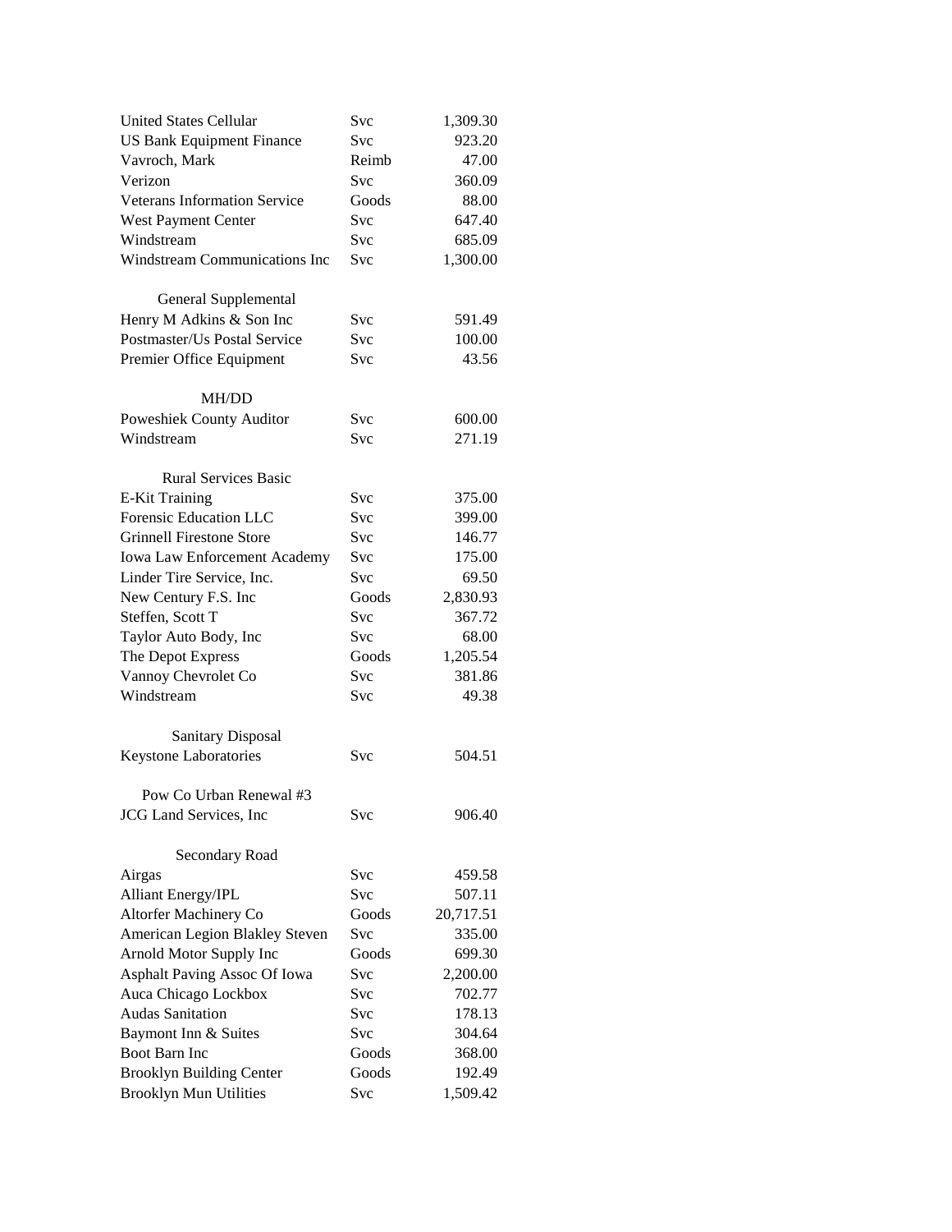| | | |
|---|---|---|
| United States Cellular | Svc | 1,309.30 |
| US Bank Equipment Finance | Svc | 923.20 |
| Vavroch, Mark | Reimb | 47.00 |
| Verizon | Svc | 360.09 |
| Veterans Information Service | Goods | 88.00 |
| West Payment Center | Svc | 647.40 |
| Windstream | Svc | 685.09 |
| Windstream Communications Inc | Svc | 1,300.00 |
| | | |
| General Supplemental | | |
| Henry M Adkins & Son Inc | Svc | 591.49 |
| Postmaster/Us Postal Service | Svc | 100.00 |
| Premier Office Equipment | Svc | 43.56 |
| | | |
| MH/DD | | |
| Poweshiek County Auditor | Svc | 600.00 |
| Windstream | Svc | 271.19 |
| | | |
| Rural Services Basic | | |
| E-Kit Training | Svc | 375.00 |
| Forensic Education LLC | Svc | 399.00 |
| Grinnell Firestone Store | Svc | 146.77 |
| Iowa Law Enforcement Academy | Svc | 175.00 |
| Linder Tire Service, Inc. | Svc | 69.50 |
| New Century F.S. Inc | Goods | 2,830.93 |
| Steffen, Scott T | Svc | 367.72 |
| Taylor Auto Body, Inc | Svc | 68.00 |
| The Depot Express | Goods | 1,205.54 |
| Vannoy Chevrolet Co | Svc | 381.86 |
| Windstream | Svc | 49.38 |
| | | |
| Sanitary Disposal | | |
| Keystone Laboratories | Svc | 504.51 |
| | | |
| Pow Co Urban Renewal #3 | | |
| JCG Land Services, Inc | Svc | 906.40 |
| | | |
| Secondary Road | | |
| Airgas | Svc | 459.58 |
| Alliant Energy/IPL | Svc | 507.11 |
| Altorfer Machinery Co | Goods | 20,717.51 |
| American Legion Blakley Steven | Svc | 335.00 |
| Arnold Motor Supply Inc | Goods | 699.30 |
| Asphalt Paving Assoc Of Iowa | Svc | 2,200.00 |
| Auca Chicago Lockbox | Svc | 702.77 |
| Audas Sanitation | Svc | 178.13 |
| Baymont Inn & Suites | Svc | 304.64 |
| Boot Barn Inc | Goods | 368.00 |
| Brooklyn Building Center | Goods | 192.49 |
| Brooklyn Mun Utilities | Svc | 1,509.42 |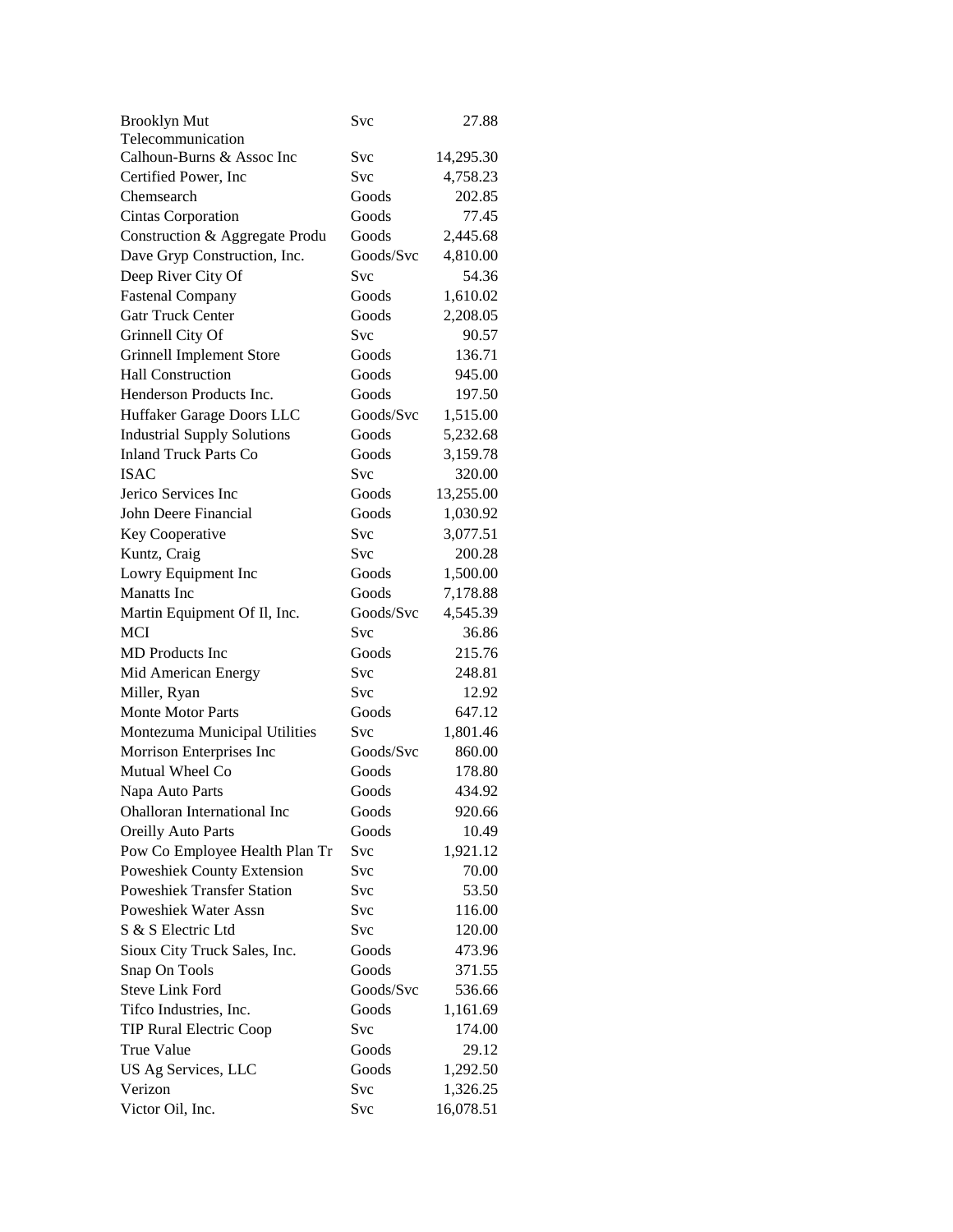| | | |
|---|---|---|
| Brooklyn Mut Telecommunication | Svc | 27.88 |
| Calhoun-Burns & Assoc Inc | Svc | 14,295.30 |
| Certified Power, Inc | Svc | 4,758.23 |
| Chemsearch | Goods | 202.85 |
| Cintas Corporation | Goods | 77.45 |
| Construction & Aggregate Produ | Goods | 2,445.68 |
| Dave Gryp Construction, Inc. | Goods/Svc | 4,810.00 |
| Deep River City Of | Svc | 54.36 |
| Fastenal Company | Goods | 1,610.02 |
| Gatr Truck Center | Goods | 2,208.05 |
| Grinnell City Of | Svc | 90.57 |
| Grinnell Implement Store | Goods | 136.71 |
| Hall Construction | Goods | 945.00 |
| Henderson Products Inc. | Goods | 197.50 |
| Huffaker Garage Doors LLC | Goods/Svc | 1,515.00 |
| Industrial Supply Solutions | Goods | 5,232.68 |
| Inland Truck Parts Co | Goods | 3,159.78 |
| ISAC | Svc | 320.00 |
| Jerico Services Inc | Goods | 13,255.00 |
| John Deere Financial | Goods | 1,030.92 |
| Key Cooperative | Svc | 3,077.51 |
| Kuntz, Craig | Svc | 200.28 |
| Lowry Equipment Inc | Goods | 1,500.00 |
| Manatts Inc | Goods | 7,178.88 |
| Martin Equipment Of Il, Inc. | Goods/Svc | 4,545.39 |
| MCI | Svc | 36.86 |
| MD Products Inc | Goods | 215.76 |
| Mid American Energy | Svc | 248.81 |
| Miller, Ryan | Svc | 12.92 |
| Monte Motor Parts | Goods | 647.12 |
| Montezuma Municipal Utilities | Svc | 1,801.46 |
| Morrison Enterprises Inc | Goods/Svc | 860.00 |
| Mutual Wheel Co | Goods | 178.80 |
| Napa Auto Parts | Goods | 434.92 |
| Ohalloran International Inc | Goods | 920.66 |
| Oreilly Auto Parts | Goods | 10.49 |
| Pow Co Employee Health Plan Tr | Svc | 1,921.12 |
| Poweshiek County Extension | Svc | 70.00 |
| Poweshiek Transfer Station | Svc | 53.50 |
| Poweshiek Water Assn | Svc | 116.00 |
| S & S Electric Ltd | Svc | 120.00 |
| Sioux City Truck Sales, Inc. | Goods | 473.96 |
| Snap On Tools | Goods | 371.55 |
| Steve Link Ford | Goods/Svc | 536.66 |
| Tifco Industries, Inc. | Goods | 1,161.69 |
| TIP Rural Electric Coop | Svc | 174.00 |
| True Value | Goods | 29.12 |
| US Ag Services, LLC | Goods | 1,292.50 |
| Verizon | Svc | 1,326.25 |
| Victor Oil, Inc. | Svc | 16,078.51 |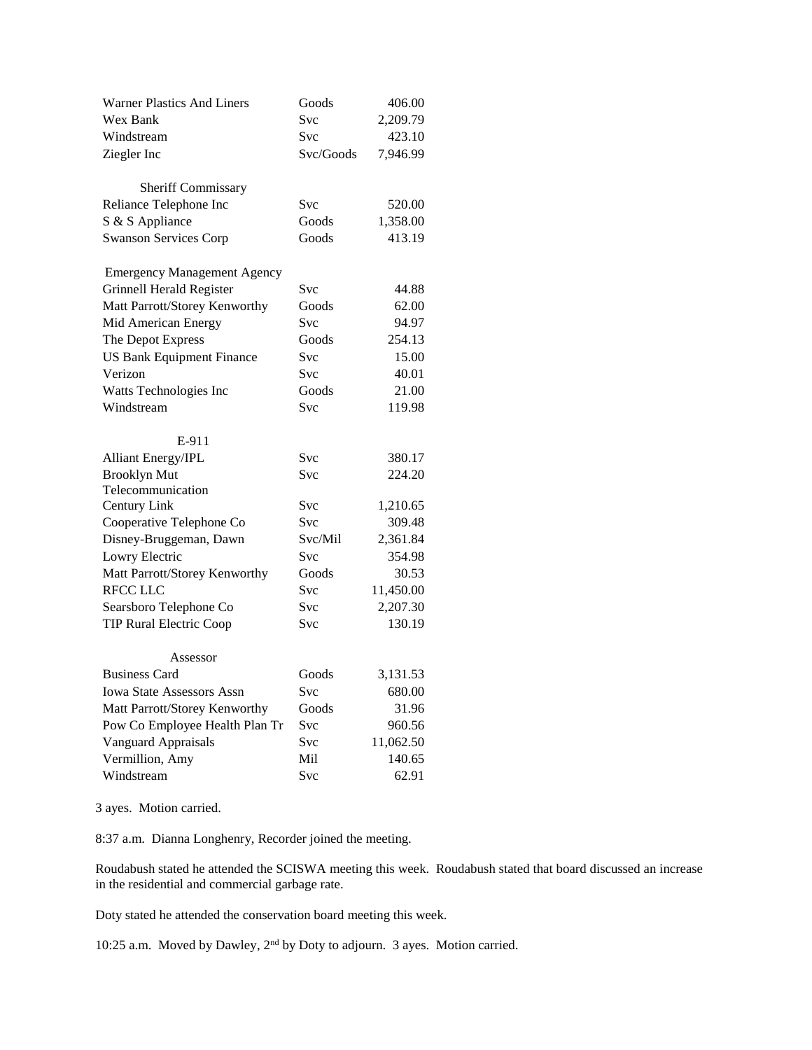| | | |
|---|---|---|
| Warner Plastics And Liners | Goods | 406.00 |
| Wex Bank | Svc | 2,209.79 |
| Windstream | Svc | 423.10 |
| Ziegler Inc | Svc/Goods | 7,946.99 |
| | | |
| Sheriff Commissary | | |
| Reliance Telephone Inc | Svc | 520.00 |
| S & S Appliance | Goods | 1,358.00 |
| Swanson Services Corp | Goods | 413.19 |
| | | |
| Emergency Management Agency | | |
| Grinnell Herald Register | Svc | 44.88 |
| Matt Parrott/Storey Kenworthy | Goods | 62.00 |
| Mid American Energy | Svc | 94.97 |
| The Depot Express | Goods | 254.13 |
| US Bank Equipment Finance | Svc | 15.00 |
| Verizon | Svc | 40.01 |
| Watts Technologies Inc | Goods | 21.00 |
| Windstream | Svc | 119.98 |
| | | |
| E-911 | | |
| Alliant Energy/IPL | Svc | 380.17 |
| Brooklyn Mut Telecommunication | Svc | 224.20 |
| Century Link | Svc | 1,210.65 |
| Cooperative Telephone Co | Svc | 309.48 |
| Disney-Bruggeman, Dawn | Svc/Mil | 2,361.84 |
| Lowry Electric | Svc | 354.98 |
| Matt Parrott/Storey Kenworthy | Goods | 30.53 |
| RFCC LLC | Svc | 11,450.00 |
| Searsboro Telephone Co | Svc | 2,207.30 |
| TIP Rural Electric Coop | Svc | 130.19 |
| | | |
| Assessor | | |
| Business Card | Goods | 3,131.53 |
| Iowa State Assessors Assn | Svc | 680.00 |
| Matt Parrott/Storey Kenworthy | Goods | 31.96 |
| Pow Co Employee Health Plan Tr | Svc | 960.56 |
| Vanguard Appraisals | Svc | 11,062.50 |
| Vermillion, Amy | Mil | 140.65 |
| Windstream | Svc | 62.91 |

3 ayes. Motion carried.

8:37 a.m. Dianna Longhenry, Recorder joined the meeting.

Roudabush stated he attended the SCISWA meeting this week. Roudabush stated that board discussed an increase in the residential and commercial garbage rate.

Doty stated he attended the conservation board meeting this week.

10:25 a.m. Moved by Dawley, 2nd by Doty to adjourn. 3 ayes. Motion carried.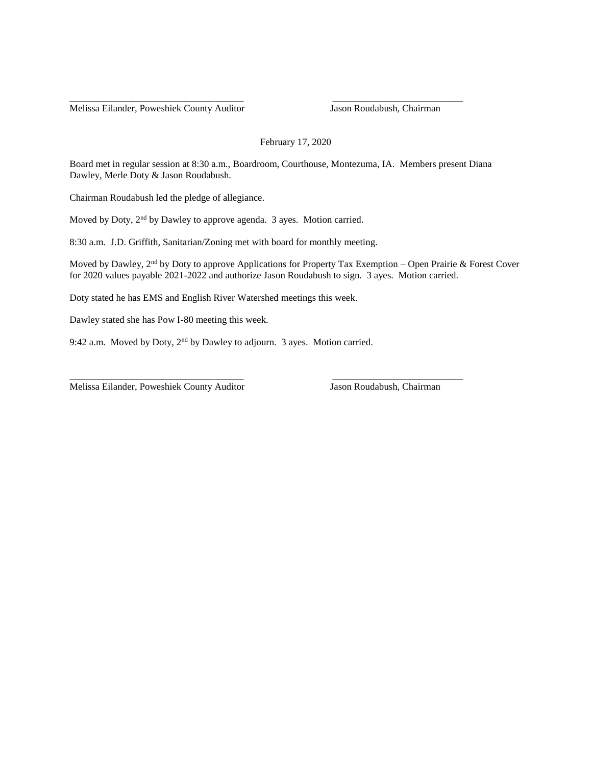\_\_\_\_\_\_\_\_\_\_\_\_\_\_\_\_\_\_\_\_\_\_\_\_\_\_\_\_\_\_\_\_\_\_\_\_ \_\_\_\_\_\_\_\_\_\_\_\_\_\_\_\_\_\_\_\_\_\_\_\_\_\_\_\_

Melissa Eilander, Poweshiek County Auditor Jason Roudabush, Chairman

February 17, 2020

Board met in regular session at 8:30 a.m., Boardroom, Courthouse, Montezuma, IA. Members present Diana Dawley, Merle Doty & Jason Roudabush.

Chairman Roudabush led the pledge of allegiance.

Moved by Doty, 2nd by Dawley to approve agenda. 3 ayes. Motion carried.

8:30 a.m. J.D. Griffith, Sanitarian/Zoning met with board for monthly meeting.

Moved by Dawley, 2nd by Doty to approve Applications for Property Tax Exemption – Open Prairie & Forest Cover for 2020 values payable 2021-2022 and authorize Jason Roudabush to sign. 3 ayes. Motion carried.

Doty stated he has EMS and English River Watershed meetings this week.

Dawley stated she has Pow I-80 meeting this week.

9:42 a.m. Moved by Doty, 2nd by Dawley to adjourn. 3 ayes. Motion carried.

\_\_\_\_\_\_\_\_\_\_\_\_\_\_\_\_\_\_\_\_\_\_\_\_\_\_\_\_\_\_\_\_\_\_\_\_ \_\_\_\_\_\_\_\_\_\_\_\_\_\_\_\_\_\_\_\_\_\_\_\_\_\_\_\_

Melissa Eilander, Poweshiek County Auditor Jason Roudabush, Chairman